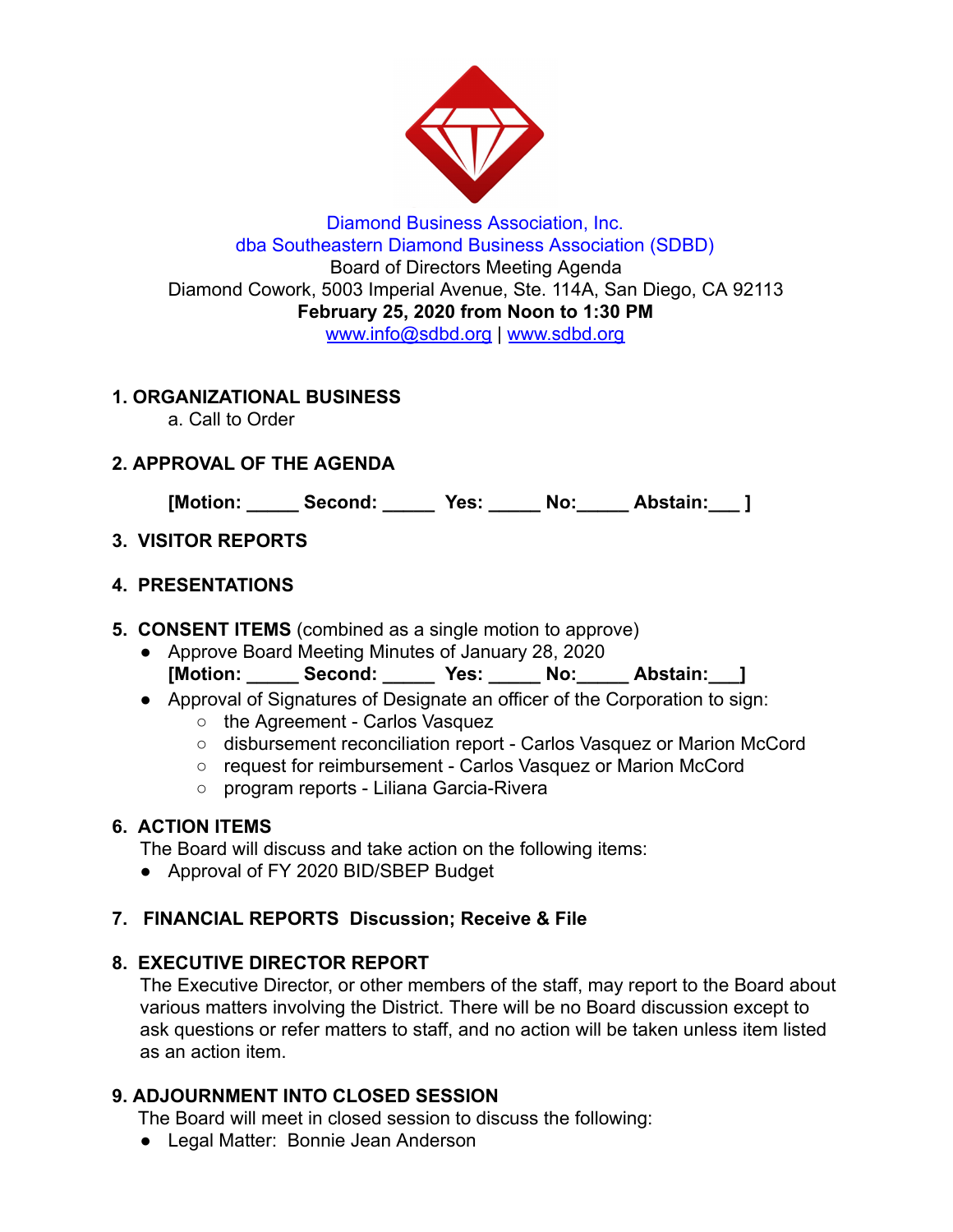Diamond Business Association, Inc.
dba Southeastern Diamond Business Association (SDBD)
Board of Directors Meeting Agenda
Diamond Cowork, 5003 Imperial Avenue, Ste. 114A, San Diego, CA 92113
**February 25, 2020 from Noon to 1:30 PM**
www.info@sdbd.org | www.sdbd.org

## 1. ORGANIZATIONAL BUSINESS

a. Call to Order

## 2. APPROVAL OF THE AGENDA

**[Motion: _____ Second: _____ Yes: _____ No:_____ Abstain:___ ]**

## 3. VISITOR REPORTS

## 4. PRESENTATIONS

## 5. CONSENT ITEMS (combined as a single motion to approve)

- Approve Board Meeting Minutes of January 28, 2020
  **[Motion: _____ Second: _____ Yes: _____ No:_____ Abstain:___]**
- Approval of Signatures of Designate an officer of the Corporation to sign:
  - the Agreement - Carlos Vasquez
  - disbursement reconciliation report - Carlos Vasquez or Marion McCord
  - request for reimbursement - Carlos Vasquez or Marion McCord
  - program reports - Liliana Garcia-Rivera

## 6. ACTION ITEMS

The Board will discuss and take action on the following items:

- Approval of FY 2020 BID/SBEP Budget

## 7. FINANCIAL REPORTS Discussion; Receive & File

## 8. EXECUTIVE DIRECTOR REPORT

The Executive Director, or other members of the staff, may report to the Board about various matters involving the District. There will be no Board discussion except to ask questions or refer matters to staff, and no action will be taken unless item listed as an action item.

## 9. ADJOURNMENT INTO CLOSED SESSION

The Board will meet in closed session to discuss the following:

- Legal Matter: Bonnie Jean Anderson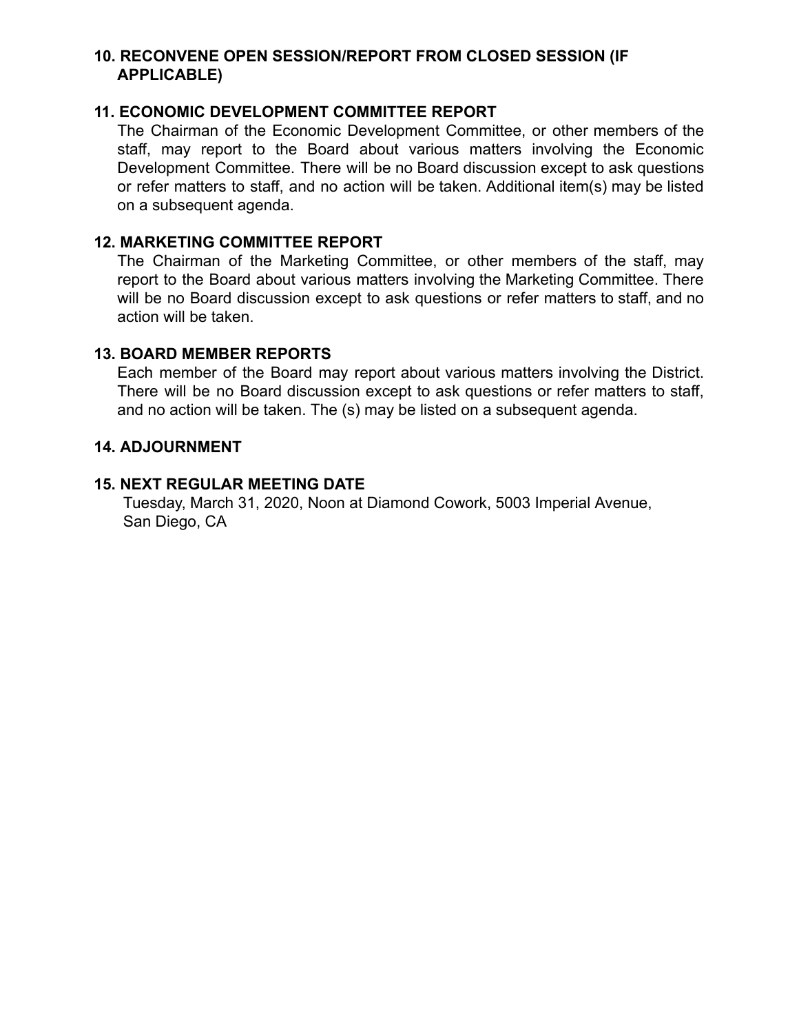**10. RECONVENE OPEN SESSION/REPORT FROM CLOSED SESSION (IF APPLICABLE)**

**11. ECONOMIC DEVELOPMENT COMMITTEE REPORT**

The Chairman of the Economic Development Committee, or other members of the staff, may report to the Board about various matters involving the Economic Development Committee. There will be no Board discussion except to ask questions or refer matters to staff, and no action will be taken. Additional item(s) may be listed on a subsequent agenda.

**12. MARKETING COMMITTEE REPORT**

The Chairman of the Marketing Committee, or other members of the staff, may report to the Board about various matters involving the Marketing Committee. There will be no Board discussion except to ask questions or refer matters to staff, and no action will be taken.

**13. BOARD MEMBER REPORTS**

Each member of the Board may report about various matters involving the District. There will be no Board discussion except to ask questions or refer matters to staff, and no action will be taken. The (s) may be listed on a subsequent agenda.

**14. ADJOURNMENT**

**15. NEXT REGULAR MEETING DATE**

Tuesday, March 31, 2020, Noon at Diamond Cowork, 5003 Imperial Avenue, San Diego, CA